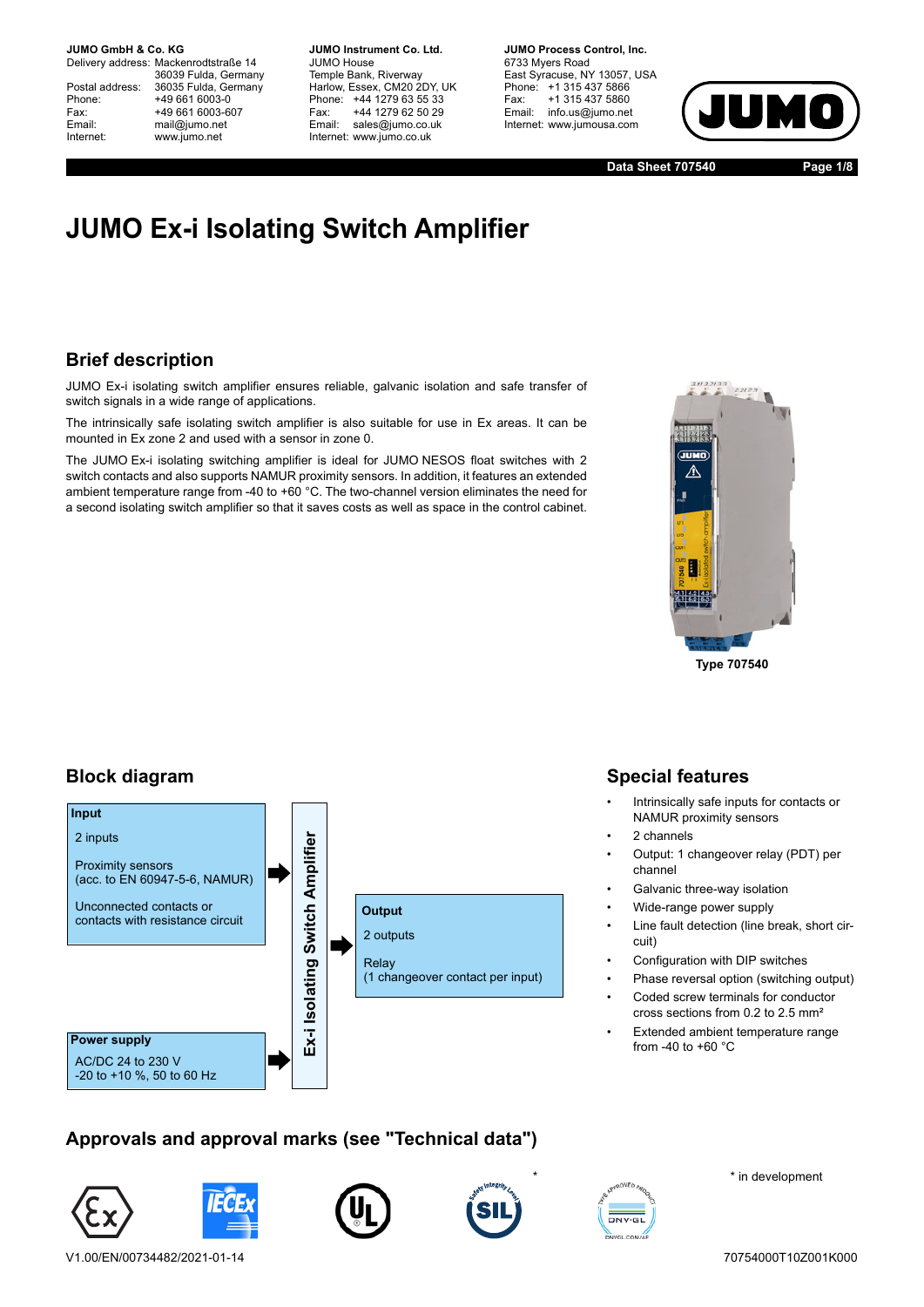**JUMO GmbH & Co. KG**
Delivery address: Mackenrodtstraße 14
36039 Fulda, Germany
Postal address: 36035 Fulda, Germany
Phone: +49 661 6003-0
Fax: +49 661 6003-607
Email: mail@jumo.net
Internet: www.jumo.net

**JUMO Instrument Co. Ltd.**
JUMO House
Temple Bank, Riverway
Harlow, Essex, CM20 2DY, UK
Phone: +44 1279 63 55 33
Fax: +44 1279 62 50 29
Email: sales@jumo.co.uk
Internet: www.jumo.co.uk

**JUMO Process Control, Inc.**
6733 Myers Road
East Syracuse, NY 13057, USA
Phone: +1 315 437 5866
Fax: +1 315 437 5860
Email: info.us@jumo.net
Internet: www.jumousa.com

**Data Sheet 707540**

# JUMO Ex-i Isolating Switch Amplifier

## Brief description

JUMO Ex-i isolating switch amplifier ensures reliable, galvanic isolation and safe transfer of switch signals in a wide range of applications.

The intrinsically safe isolating switch amplifier is also suitable for use in Ex areas. It can be mounted in Ex zone 2 and used with a sensor in zone 0.

The JUMO Ex-i isolating switching amplifier is ideal for JUMO NESOS float switches with 2 switch contacts and also supports NAMUR proximity sensors. In addition, it features an extended ambient temperature range from -40 to +60 °C. The two-channel version eliminates the need for a second isolating switch amplifier so that it saves costs as well as space in the control cabinet.

**Type 707540**

## Block diagram

**Input**
2 inputs
Proximity sensors (acc. to EN 60947-5-6, NAMUR)
Unconnected contacts or contacts with resistance circuit

**Power supply**
AC/DC 24 to 230 V
-20 to +10 %, 50 to 60 Hz

**Ex-i Isolating Switch Amplifier**

**Output**
2 outputs
Relay
(1 changeover contact per input)

## Special features

- Intrinsically safe inputs for contacts or NAMUR proximity sensors
- 2 channels
- Output: 1 changeover relay (PDT) per channel
- Galvanic three-way isolation
- Wide-range power supply
- Line fault detection (line break, short circuit)
- Configuration with DIP switches
- Phase reversal option (switching output)
- Coded screw terminals for conductor cross sections from 0.2 to 2.5 mm²
- Extended ambient temperature range from -40 to +60 °C

## Approvals and approval marks (see "Technical data")

* in development

V1.00/EN/00734482/2021-01-14

70754000T10Z001K000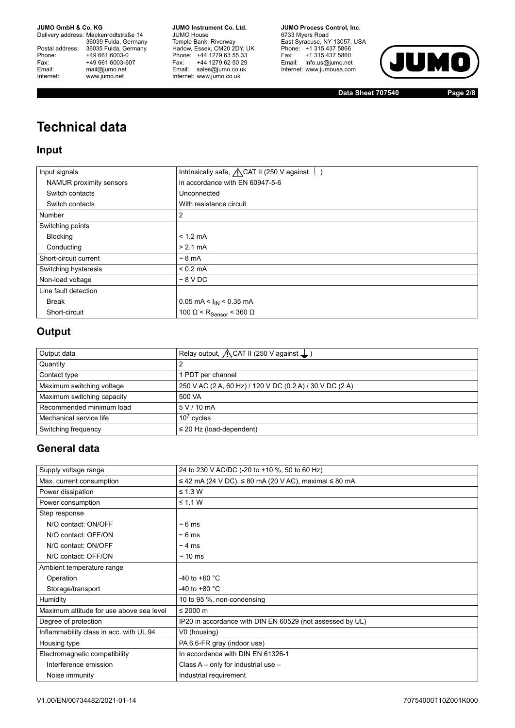# Technical data

## Input

| Input signals | Intrinsically safe, ⚠ CAT II (250 V against ⏚) |
|---|---|
| NAMUR proximity sensors | in accordance with EN 60947-5-6 |
| Switch contacts | Unconnected |
| Switch contacts | With resistance circuit |
| Number | 2 |
| Switching points | |
| Blocking | < 1.2 mA |
| Conducting | > 2.1 mA |
| Short-circuit current | ~ 8 mA |
| Switching hysteresis | < 0.2 mA |
| Non-load voltage | ~ 8 V DC |
| Line fault detection | |
| Break | 0.05 mA < $I_{IN}$ < 0.35 mA |
| Short-circuit | 100 Ω < $R_{Sensor}$ < 360 Ω |

## Output

| Output data | Relay output, ⚠ CAT II (250 V against ⏚) |
|---|---|
| Quantity | 2 |
| Contact type | 1 PDT per channel |
| Maximum switching voltage | 250 V AC (2 A, 60 Hz) / 120 V DC (0.2 A) / 30 V DC (2 A) |
| Maximum switching capacity | 500 VA |
| Recommended minimum load | 5 V / 10 mA |
| Mechanical service life | $10^7$ cycles |
| Switching frequency | ≤ 20 Hz (load-dependent) |

## General data

| Supply voltage range | 24 to 230 V AC/DC (-20 to +10 %, 50 to 60 Hz) |
|---|---|
| Max. current consumption | ≤ 42 mA (24 V DC), ≤ 80 mA (20 V AC), maximal ≤ 80 mA |
| Power dissipation | ≤ 1.3 W |
| Power consumption | ≤ 1.1 W |
| Step response | |
| N/O contact: ON/OFF | ~ 6 ms |
| N/O contact: OFF/ON | ~ 6 ms |
| N/C contact: ON/OFF | ~ 4 ms |
| N/C contact: OFF/ON | ~ 10 ms |
| Ambient temperature range | |
| Operation | -40 to +60 °C |
| Storage/transport | -40 to +80 °C |
| Humidity | 10 to 95 %, non-condensing |
| Maximum altitude for use above sea level | ≤ 2000 m |
| Degree of protection | IP20 in accordance with DIN EN 60529 (not assessed by UL) |
| Inflammability class in acc. with UL 94 | V0 (housing) |
| Housing type | PA 6.6-FR gray (indoor use) |
| Electromagnetic compatibility | In accordance with DIN EN 61326-1 |
| Interference emission | Class A – only for industrial use – |
| Noise immunity | Industrial requirement |

V1.00/EN/00734482/2021-01-14 70754000T10Z001K000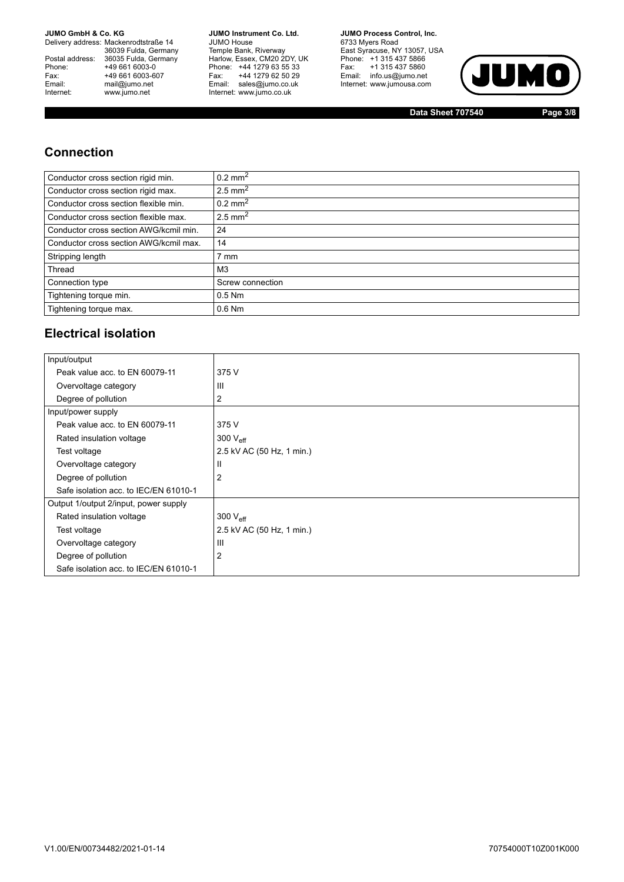## Connection

| | |
|---|---|
| Conductor cross section rigid min. | 0.2 $mm^2$ |
| Conductor cross section rigid max. | 2.5 $mm^2$ |
| Conductor cross section flexible min. | 0.2 $mm^2$ |
| Conductor cross section flexible max. | 2.5 $mm^2$ |
| Conductor cross section AWG/kcmil min. | 24 |
| Conductor cross section AWG/kcmil max. | 14 |
| Stripping length | 7 mm |
| Thread | M3 |
| Connection type | Screw connection |
| Tightening torque min. | 0.5 Nm |
| Tightening torque max. | 0.6 Nm |

## Electrical isolation

| | |
|---|---|
| Input/output | |
| Peak value acc. to EN 60079-11 | 375 V |
| Overvoltage category | III |
| Degree of pollution | 2 |
| Input/power supply | |
| Peak value acc. to EN 60079-11 | 375 V |
| Rated insulation voltage | 300 $V_{eff}$ |
| Test voltage | 2.5 kV AC (50 Hz, 1 min.) |
| Overvoltage category | II |
| Degree of pollution | 2 |
| Safe isolation acc. to IEC/EN 61010-1 | |
| Output 1/output 2/input, power supply | |
| Rated insulation voltage | 300 $V_{eff}$ |
| Test voltage | 2.5 kV AC (50 Hz, 1 min.) |
| Overvoltage category | III |
| Degree of pollution | 2 |
| Safe isolation acc. to IEC/EN 61010-1 | |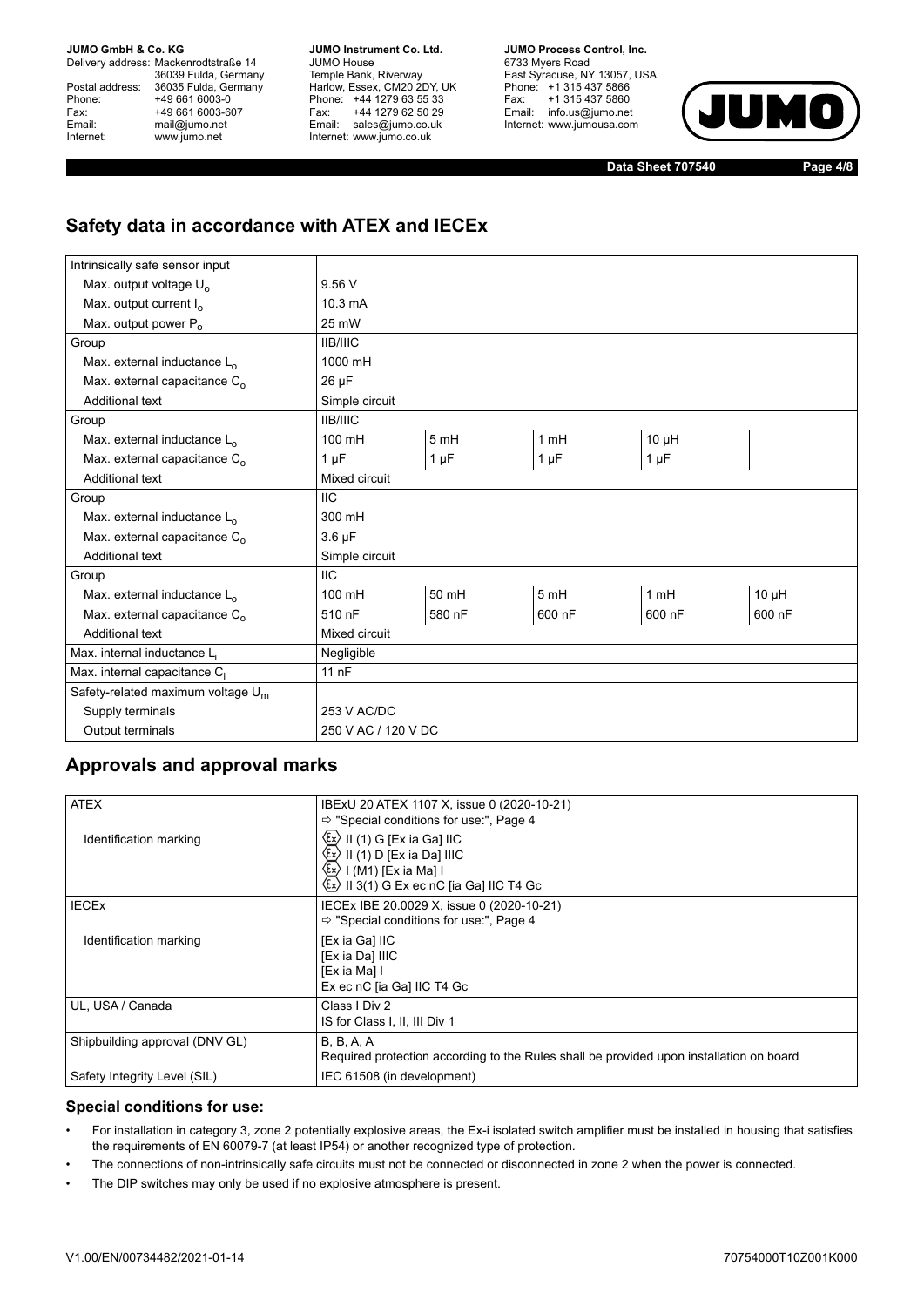## Safety data in accordance with ATEX and IECEx

| | | | | | |
|---|---|---|---|---|---|
| Intrinsically safe sensor input | | | | | |
| Max. output voltage $U_o$ | 9.56 V | | | | |
| Max. output current $I_o$ | 10.3 mA | | | | |
| Max. output power $P_o$ | 25 mW | | | | |
| Group | IIB/IIIC | | | | |
| Max. external inductance $L_o$ | 1000 mH | | | | |
| Max. external capacitance $C_o$ | 26 µF | | | | |
| Additional text | Simple circuit | | | | |
| Group | IIB/IIIC | | | | |
| Max. external inductance $L_o$ | 100 mH | 5 mH | 1 mH | 10 µH | |
| Max. external capacitance $C_o$ | 1 µF | 1 µF | 1 µF | 1 µF | |
| Additional text | Mixed circuit | | | | |
| Group | IIC | | | | |
| Max. external inductance $L_o$ | 300 mH | | | | |
| Max. external capacitance $C_o$ | 3.6 µF | | | | |
| Additional text | Simple circuit | | | | |
| Group | IIC | | | | |
| Max. external inductance $L_o$ | 100 mH | 50 mH | 5 mH | 1 mH | 10 µH |
| Max. external capacitance $C_o$ | 510 nF | 580 nF | 600 nF | 600 nF | 600 nF |
| Additional text | Mixed circuit | | | | |
| Max. internal inductance $L_i$ | Negligible | | | | |
| Max. internal capacitance $C_i$ | 11 nF | | | | |
| Safety-related maximum voltage $U_m$ | | | | | |
| Supply terminals | 253 V AC/DC | | | | |
| Output terminals | 250 V AC / 120 V DC | | | | |

## Approvals and approval marks

| | |
|---|---|
| ATEX | IBExU 20 ATEX 1107 X, issue 0 (2020-10-21)<br>⇨ "Special conditions for use:", Page 4 |
| Identification marking | ⟨Ex⟩ II (1) G [Ex ia Ga] IIC<br>⟨Ex⟩ II (1) D [Ex ia Da] IIIC<br>⟨Ex⟩ I (M1) [Ex ia Ma] I<br>⟨Ex⟩ II 3(1) G Ex ec nC [ia Ga] IIC T4 Gc |
| IECEx | IECEx IBE 20.0029 X, issue 0 (2020-10-21)<br>⇨ "Special conditions for use:", Page 4 |
| Identification marking | [Ex ia Ga] IIC<br>[Ex ia Da] IIIC<br>[Ex ia Ma] I<br>Ex ec nC [ia Ga] IIC T4 Gc |
| UL, USA / Canada | Class I Div 2<br>IS for Class I, II, III Div 1 |
| Shipbuilding approval (DNV GL) | B, B, A, A<br>Required protection according to the Rules shall be provided upon installation on board |
| Safety Integrity Level (SIL) | IEC 61508 (in development) |

### Special conditions for use:

- For installation in category 3, zone 2 potentially explosive areas, the Ex-i isolated switch amplifier must be installed in housing that satisfies the requirements of EN 60079-7 (at least IP54) or another recognized type of protection.
- The connections of non-intrinsically safe circuits must not be connected or disconnected in zone 2 when the power is connected.
- The DIP switches may only be used if no explosive atmosphere is present.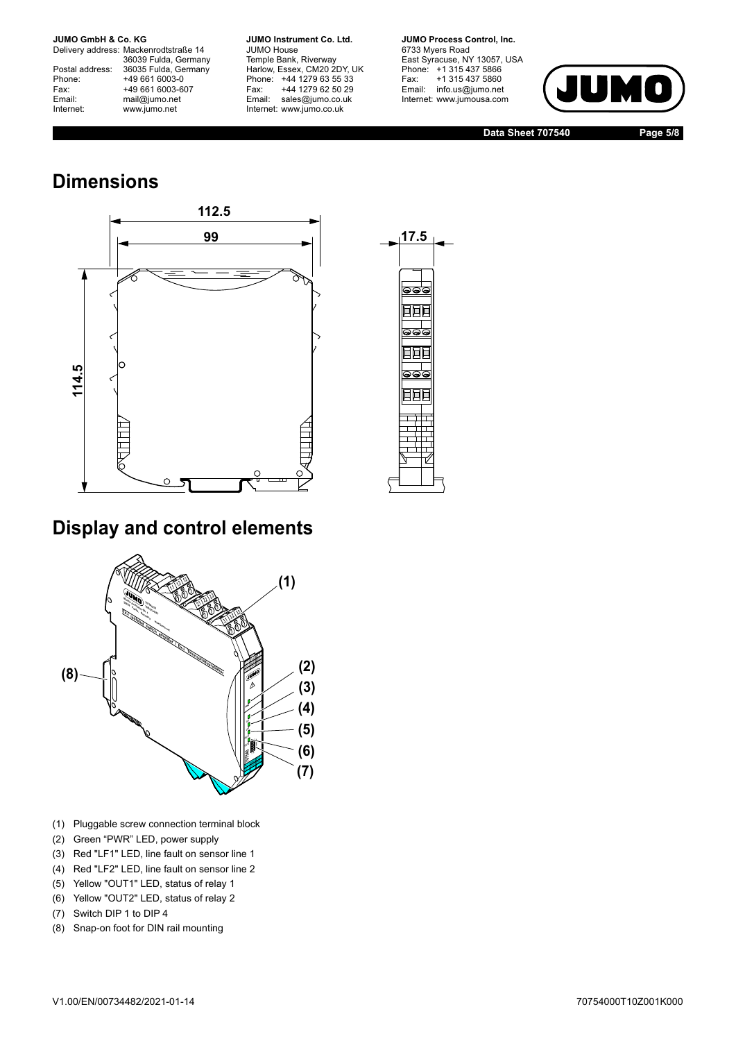## Dimensions

## Display and control elements

(1) Pluggable screw connection terminal block
(2) Green "PWR" LED, power supply
(3) Red "LF1" LED, line fault on sensor line 1
(4) Red "LF2" LED, line fault on sensor line 2
(5) Yellow "OUT1" LED, status of relay 1
(6) Yellow "OUT2" LED, status of relay 2
(7) Switch DIP 1 to DIP 4
(8) Snap-on foot for DIN rail mounting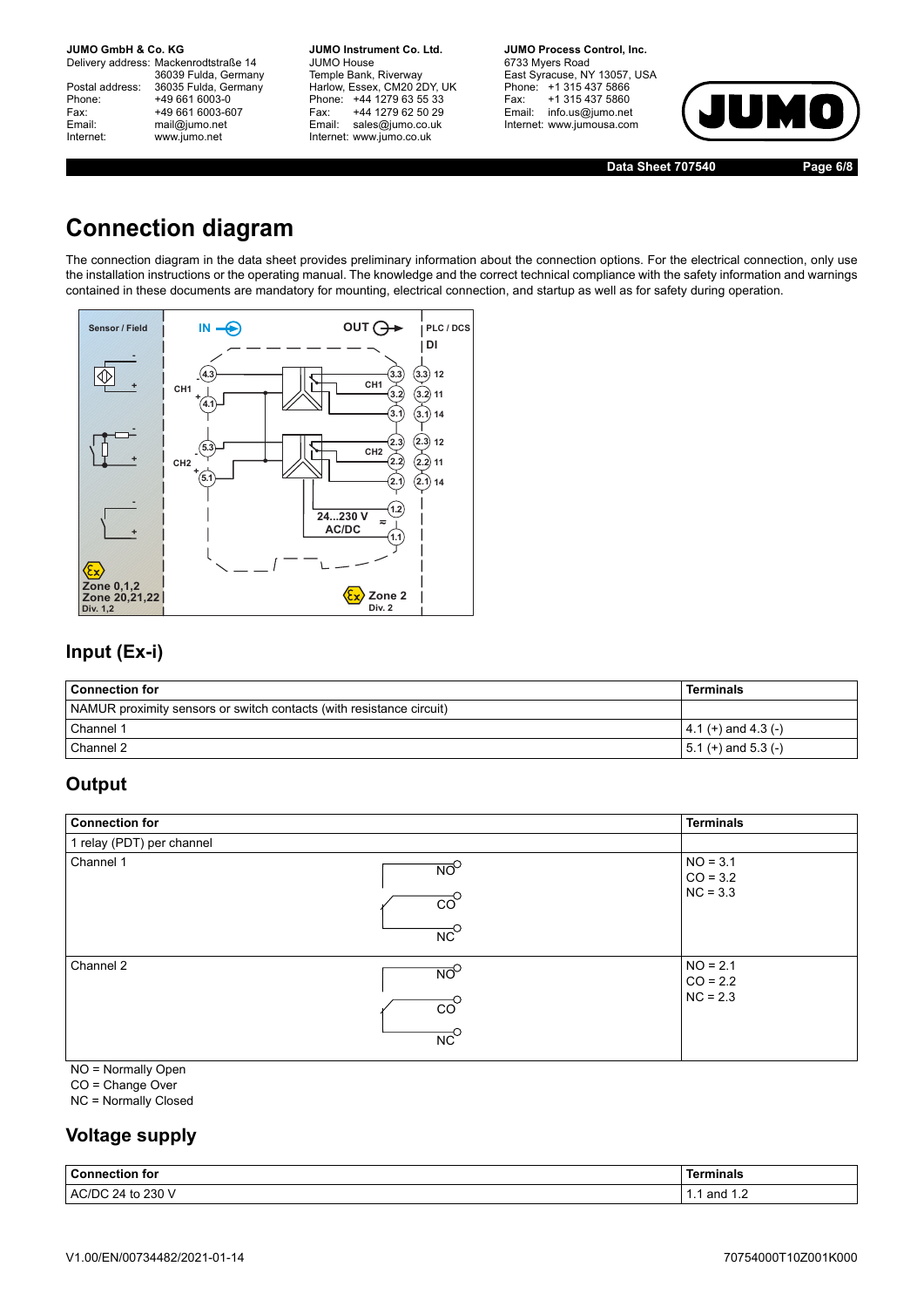# Connection diagram

The connection diagram in the data sheet provides preliminary information about the connection options. For the electrical connection, only use the installation instructions or the operating manual. The knowledge and the correct technical compliance with the safety information and warnings contained in these documents are mandatory for mounting, electrical connection, and startup as well as for safety during operation.

## Input (Ex-i)

| Connection for | Terminals |
|---|---|
| NAMUR proximity sensors or switch contacts (with resistance circuit) | |
| Channel 1 | 4.1 (+) and 4.3 (-) |
| Channel 2 | 5.1 (+) and 5.3 (-) |

## Output

| Connection for | Terminals |
|---|---|
| 1 relay (PDT) per channel | |
| Channel 1 | NO = 3.1<br>CO = 3.2<br>NC = 3.3 |
| Channel 2 | NO = 2.1<br>CO = 2.2<br>NC = 2.3 |

NO = Normally Open
CO = Change Over
NC = Normally Closed

## Voltage supply

| Connection for | Terminals |
|---|---|
| AC/DC 24 to 230 V | 1.1 and 1.2 |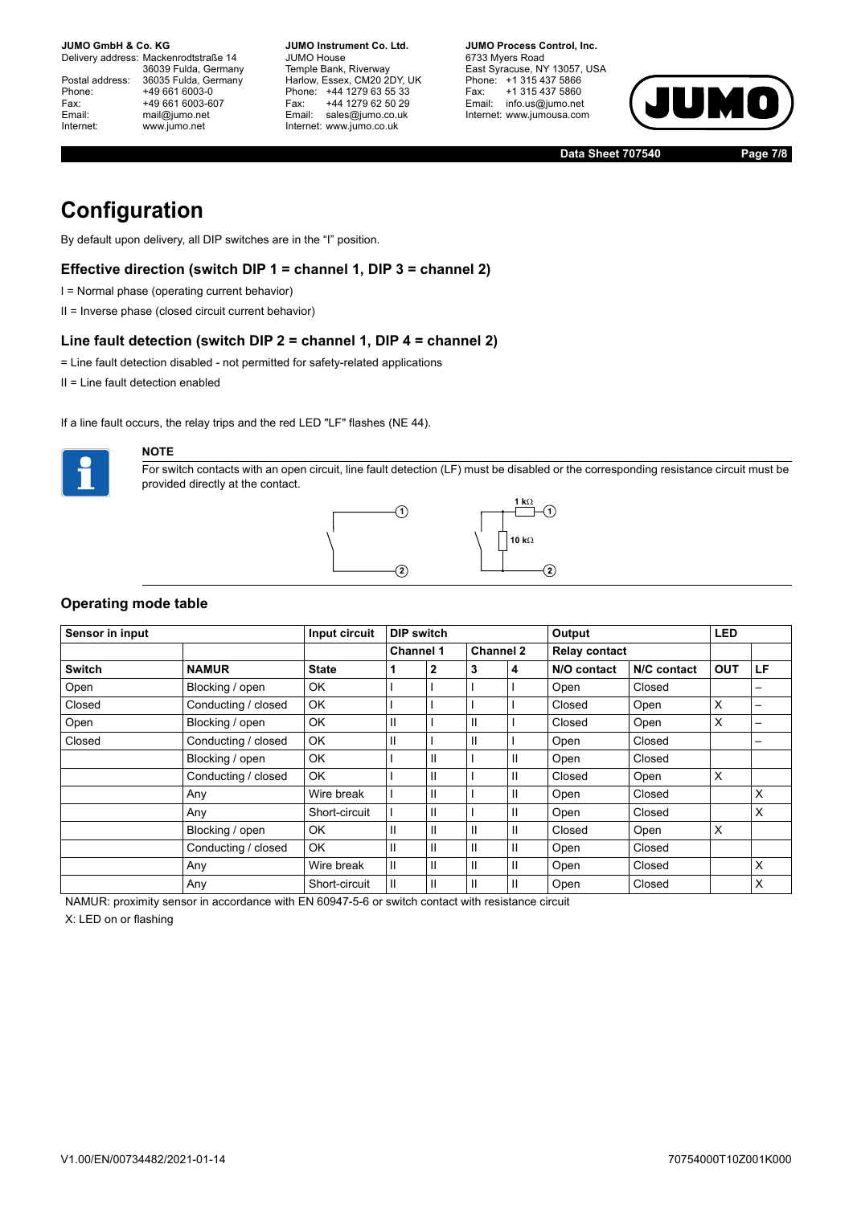# Configuration

By default upon delivery, all DIP switches are in the "I" position.

### Effective direction (switch DIP 1 = channel 1, DIP 3 = channel 2)

I = Normal phase (operating current behavior)

II = Inverse phase (closed circuit current behavior)

### Line fault detection (switch DIP 2 = channel 1, DIP 4 = channel 2)

= Line fault detection disabled - not permitted for safety-related applications

II = Line fault detection enabled

If a line fault occurs, the relay trips and the red LED "LF" flashes (NE 44).

**NOTE**

For switch contacts with an open circuit, line fault detection (LF) must be disabled or the corresponding resistance circuit must be provided directly at the contact.

1 kΩ

10 kΩ

### Operating mode table

| Sensor in input | | Input circuit | DIP switch | | | | Output | | LED | |
|---|---|---|---|---|---|---|---|---|---|---|
| | | | Channel 1 | | Channel 2 | | Relay contact | | | |
| **Switch** | **NAMUR** | **State** | **1** | **2** | **3** | **4** | **N/O contact** | **N/C contact** | **OUT** | **LF** |
| Open | Blocking / open | OK | I | I | I | I | Open | Closed | | – |
| Closed | Conducting / closed | OK | I | I | I | I | Closed | Open | X | – |
| Open | Blocking / open | OK | II | I | II | I | Closed | Open | X | – |
| Closed | Conducting / closed | OK | II | I | II | I | Open | Closed | | – |
| | Blocking / open | OK | I | II | I | II | Open | Closed | | |
| | Conducting / closed | OK | I | II | I | II | Closed | Open | X | |
| | Any | Wire break | I | II | I | II | Open | Closed | | X |
| | Any | Short-circuit | I | II | I | II | Open | Closed | | X |
| | Blocking / open | OK | II | II | II | II | Closed | Open | X | |
| | Conducting / closed | OK | II | II | II | II | Open | Closed | | |
| | Any | Wire break | II | II | II | II | Open | Closed | | X |
| | Any | Short-circuit | II | II | II | II | Open | Closed | | X |

NAMUR: proximity sensor in accordance with EN 60947-5-6 or switch contact with resistance circuit

X: LED on or flashing

V1.00/EN/00734482/2021-01-14

70754000T10Z001K000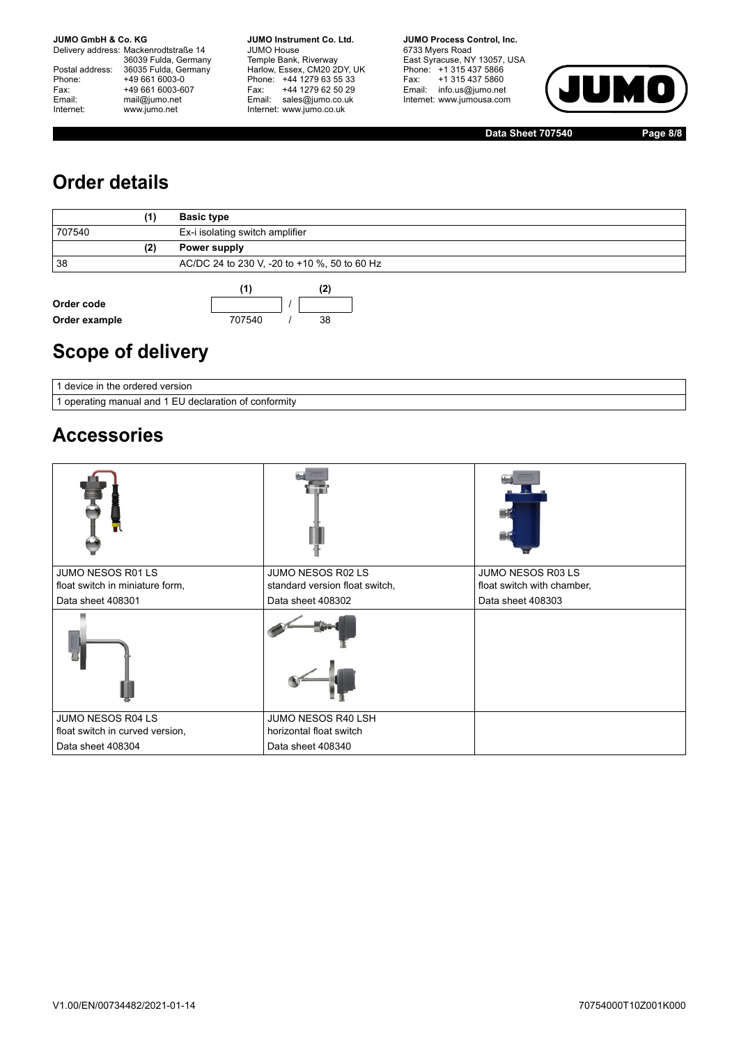## Order details

| | (1) | Basic type |
|---|---|---|
| 707540 | | Ex-i isolating switch amplifier |
| | (2) | Power supply |
| 38 | | AC/DC 24 to 230 V, -20 to +10 %, 50 to 60 Hz |

| | (1) | | (2) |
|---|---|---|---|
| Order code | | / | |
| Order example | 707540 | / | 38 |

## Scope of delivery

| |
|---|
| 1 device in the ordered version |
| 1 operating manual and 1 EU declaration of conformity |

## Accessories

| | | |
|---|---|---|
| JUMO NESOS R01 LS<br>float switch in miniature form,<br>Data sheet 408301 | JUMO NESOS R02 LS<br>standard version float switch,<br>Data sheet 408302 | JUMO NESOS R03 LS<br>float switch with chamber,<br>Data sheet 408303 |
| JUMO NESOS R04 LS<br>float switch in curved version,<br>Data sheet 408304 | JUMO NESOS R40 LSH<br>horizontal float switch<br>Data sheet 408340 | |